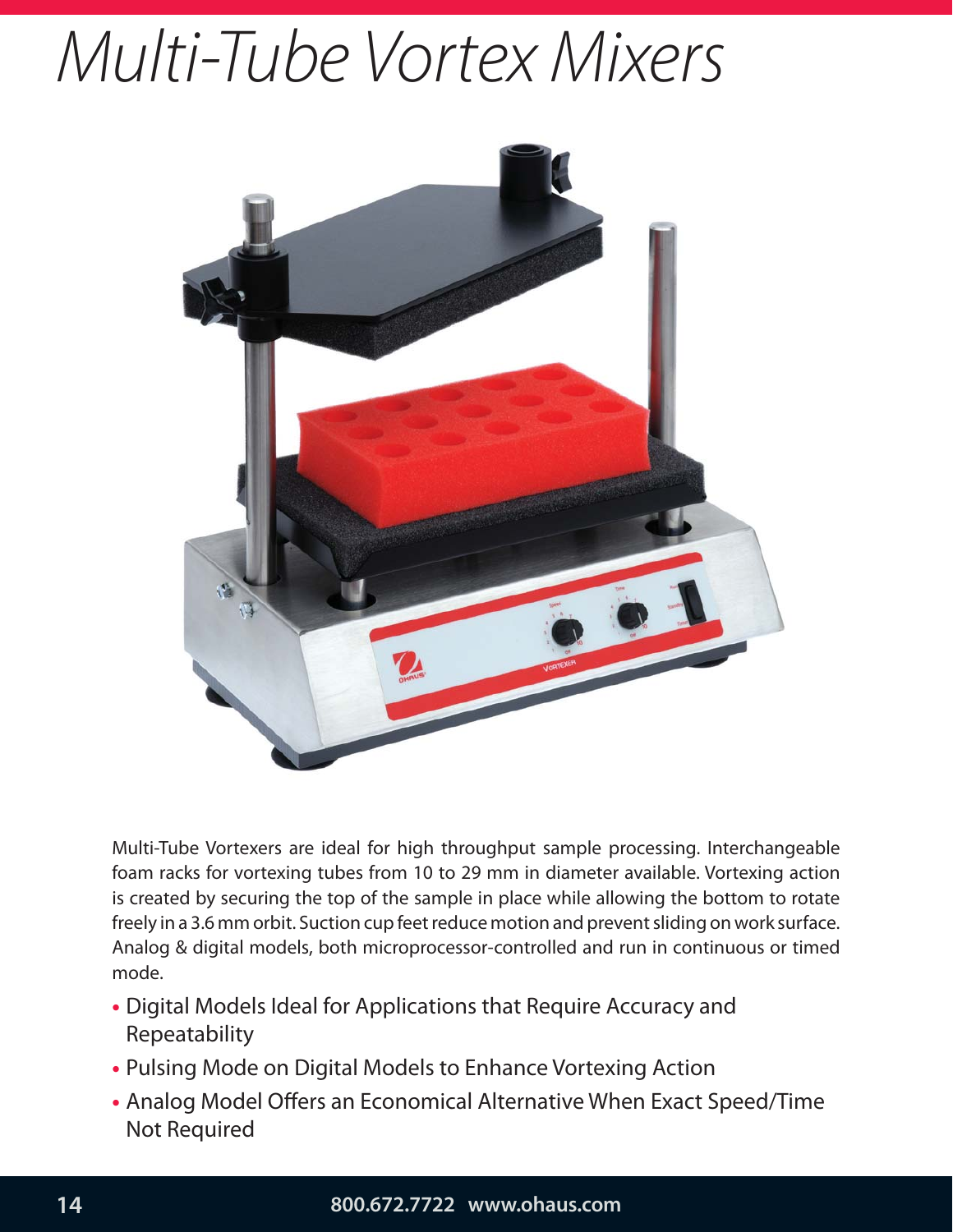# Multi-Tube Vortex Mixers

Multi-Tube Vortexers are ideal for high throughput sample processing. Interchangeable foam racks for vortexing tubes from 10 to 29 mm in diameter available. Vortexing action is created by securing the top of the sample in place while allowing the bottom to rotate freely in a 3.6 mm orbit. Suction cup feet reduce motion and prevent sliding on work surface. Analog & digital models, both microprocessor-controlled and run in continuous or timed mode.

- Digital Models Ideal for Applications that Require Accuracy and Repeatability
- Pulsing Mode on Digital Models to Enhance Vortexing Action
- Analog Model Offers an Economical Alternative When Exact Speed/Time Not Required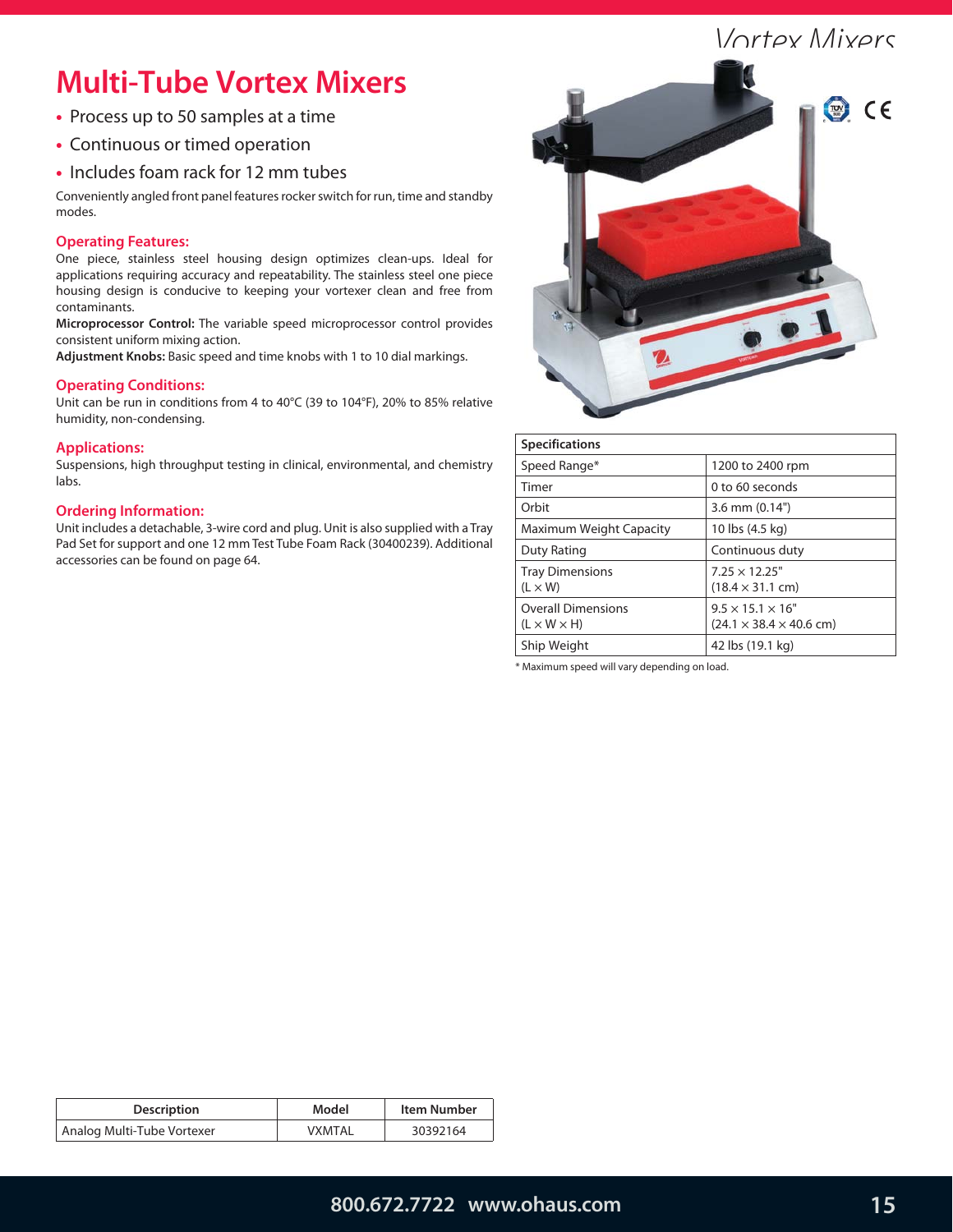# Multi-Tube Vortex Mixers

- Process up to 50 samples at a time
- Continuous or timed operation
- Includes foam rack for 12 mm tubes

Conveniently angled front panel features rocker switch for run, time and standby modes.

## Operating Features:

One piece, stainless steel housing design optimizes clean-ups. Ideal for applications requiring accuracy and repeatability. The stainless steel one piece housing design is conducive to keeping your vortexer clean and free from contaminants.

**Microprocessor Control:** The variable speed microprocessor control provides consistent uniform mixing action.

**Adjustment Knobs:** Basic speed and time knobs with 1 to 10 dial markings.

## Operating Conditions:

Unit can be run in conditions from 4 to 40°C (39 to 104°F), 20% to 85% relative humidity, non-condensing.

## Applications:

Suspensions, high throughput testing in clinical, environmental, and chemistry labs.

## Ordering Information:

Unit includes a detachable, 3-wire cord and plug. Unit is also supplied with a Tray Pad Set for support and one 12 mm Test Tube Foam Rack (30400239). Additional accessories can be found on page 64.

| Specifications | |
|---|---|
| Speed Range* | 1200 to 2400 rpm |
| Timer | 0 to 60 seconds |
| Orbit | 3.6 mm (0.14") |
| Maximum Weight Capacity | 10 lbs (4.5 kg) |
| Duty Rating | Continuous duty |
| Tray Dimensions (L × W) | 7.25 × 12.25" (18.4 × 31.1 cm) |
| Overall Dimensions (L × W × H) | 9.5 × 15.1 × 16" (24.1 × 38.4 × 40.6 cm) |
| Ship Weight | 42 lbs (19.1 kg) |

* Maximum speed will vary depending on load.

| Description | Model | Item Number |
|---|---|---|
| Analog Multi-Tube Vortexer | VXMTAL | 30392164 |

800.672.7722 www.ohaus.com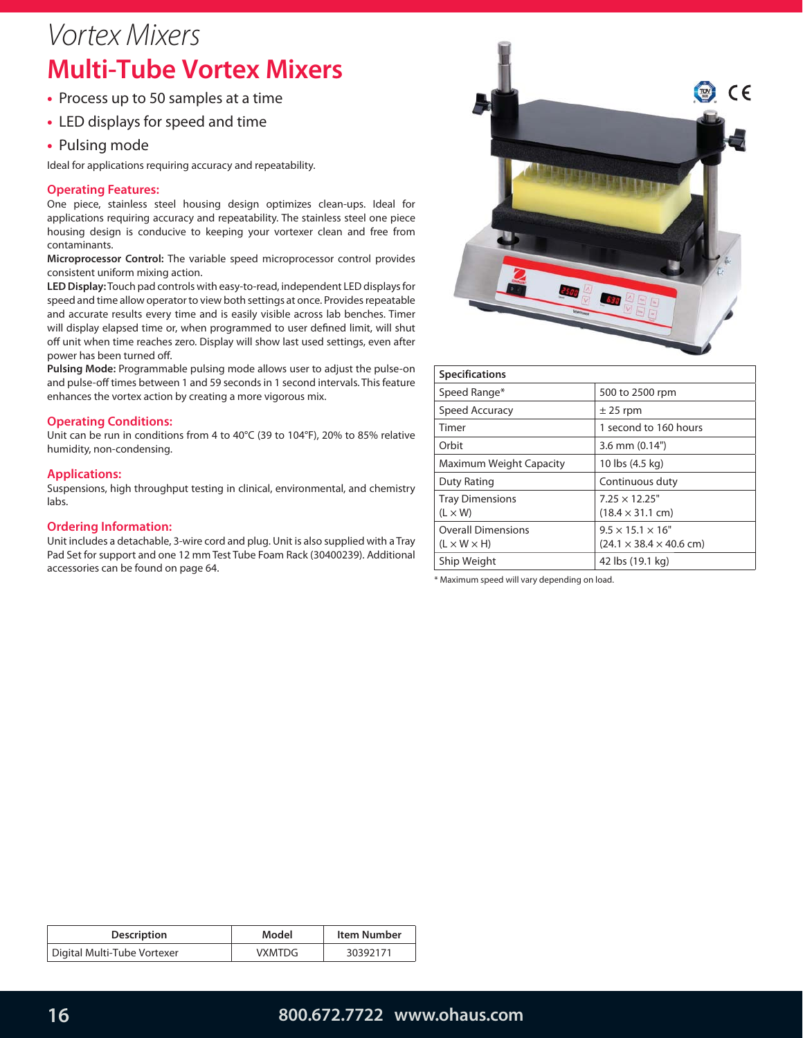# Vortex Mixers

## Multi-Tube Vortex Mixers

- Process up to 50 samples at a time
- LED displays for speed and time
- Pulsing mode

Ideal for applications requiring accuracy and repeatability.

### Operating Features:

One piece, stainless steel housing design optimizes clean-ups. Ideal for applications requiring accuracy and repeatability. The stainless steel one piece housing design is conducive to keeping your vortexer clean and free from contaminants.

**Microprocessor Control:** The variable speed microprocessor control provides consistent uniform mixing action.

**LED Display:** Touch pad controls with easy-to-read, independent LED displays for speed and time allow operator to view both settings at once. Provides repeatable and accurate results every time and is easily visible across lab benches. Timer will display elapsed time or, when programmed to user defined limit, will shut off unit when time reaches zero. Display will show last used settings, even after power has been turned off.

**Pulsing Mode:** Programmable pulsing mode allows user to adjust the pulse-on and pulse-off times between 1 and 59 seconds in 1 second intervals. This feature enhances the vortex action by creating a more vigorous mix.

### Operating Conditions:

Unit can be run in conditions from 4 to 40°C (39 to 104°F), 20% to 85% relative humidity, non-condensing.

### Applications:

Suspensions, high throughput testing in clinical, environmental, and chemistry labs.

### Ordering Information:

Unit includes a detachable, 3-wire cord and plug. Unit is also supplied with a Tray Pad Set for support and one 12 mm Test Tube Foam Rack (30400239). Additional accessories can be found on page 64.

| Specifications | |
|---|---|
| Speed Range* | 500 to 2500 rpm |
| Speed Accuracy | ± 25 rpm |
| Timer | 1 second to 160 hours |
| Orbit | 3.6 mm (0.14") |
| Maximum Weight Capacity | 10 lbs (4.5 kg) |
| Duty Rating | Continuous duty |
| Tray Dimensions (L × W) | 7.25 × 12.25" (18.4 × 31.1 cm) |
| Overall Dimensions (L × W × H) | 9.5 × 15.1 × 16" (24.1 × 38.4 × 40.6 cm) |
| Ship Weight | 42 lbs (19.1 kg) |

\* Maximum speed will vary depending on load.

| Description | Model | Item Number |
|---|---|---|
| Digital Multi-Tube Vortexer | VXMTDG | 30392171 |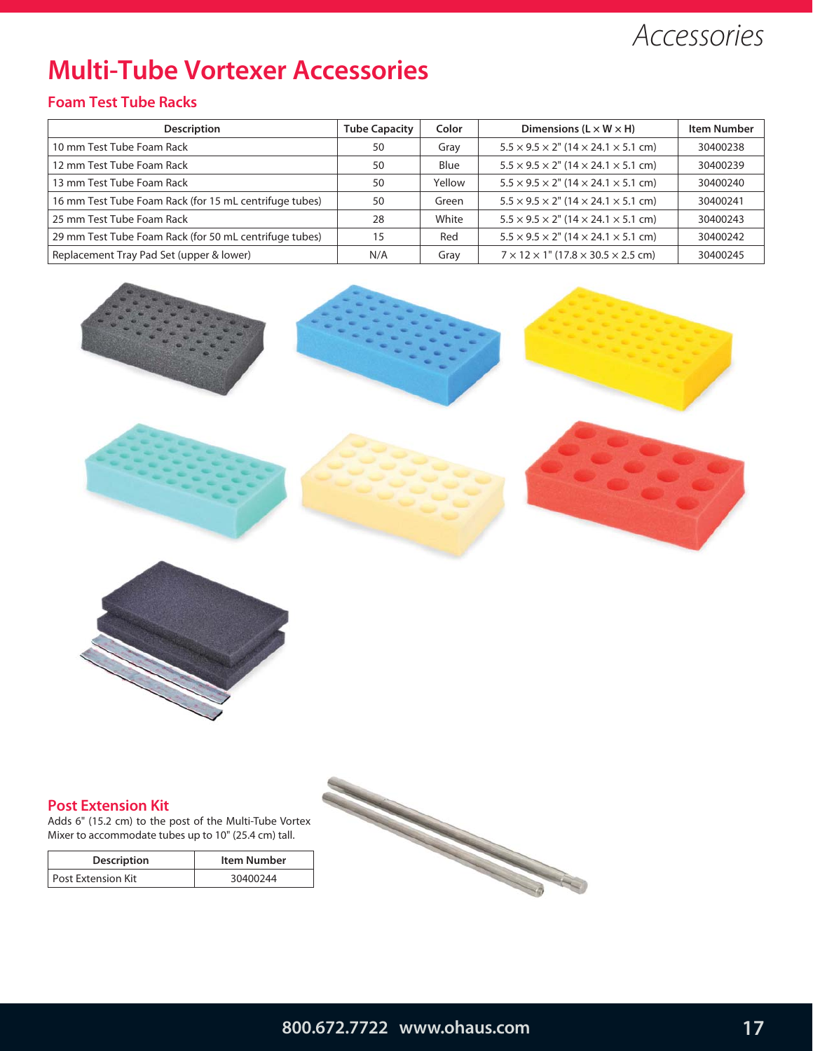## Multi-Tube Vortexer Accessories

### Foam Test Tube Racks

| Description | Tube Capacity | Color | Dimensions (L × W × H) | Item Number |
|---|---|---|---|---|
| 10 mm Test Tube Foam Rack | 50 | Gray | 5.5 × 9.5 × 2" (14 × 24.1 × 5.1 cm) | 30400238 |
| 12 mm Test Tube Foam Rack | 50 | Blue | 5.5 × 9.5 × 2" (14 × 24.1 × 5.1 cm) | 30400239 |
| 13 mm Test Tube Foam Rack | 50 | Yellow | 5.5 × 9.5 × 2" (14 × 24.1 × 5.1 cm) | 30400240 |
| 16 mm Test Tube Foam Rack (for 15 mL centrifuge tubes) | 50 | Green | 5.5 × 9.5 × 2" (14 × 24.1 × 5.1 cm) | 30400241 |
| 25 mm Test Tube Foam Rack | 28 | White | 5.5 × 9.5 × 2" (14 × 24.1 × 5.1 cm) | 30400243 |
| 29 mm Test Tube Foam Rack (for 50 mL centrifuge tubes) | 15 | Red | 5.5 × 9.5 × 2" (14 × 24.1 × 5.1 cm) | 30400242 |
| Replacement Tray Pad Set (upper & lower) | N/A | Gray | 7 × 12 × 1" (17.8 × 30.5 × 2.5 cm) | 30400245 |

### Post Extension Kit

Adds 6" (15.2 cm) to the post of the Multi-Tube Vortex Mixer to accommodate tubes up to 10" (25.4 cm) tall.

| Description | Item Number |
|---|---|
| Post Extension Kit | 30400244 |